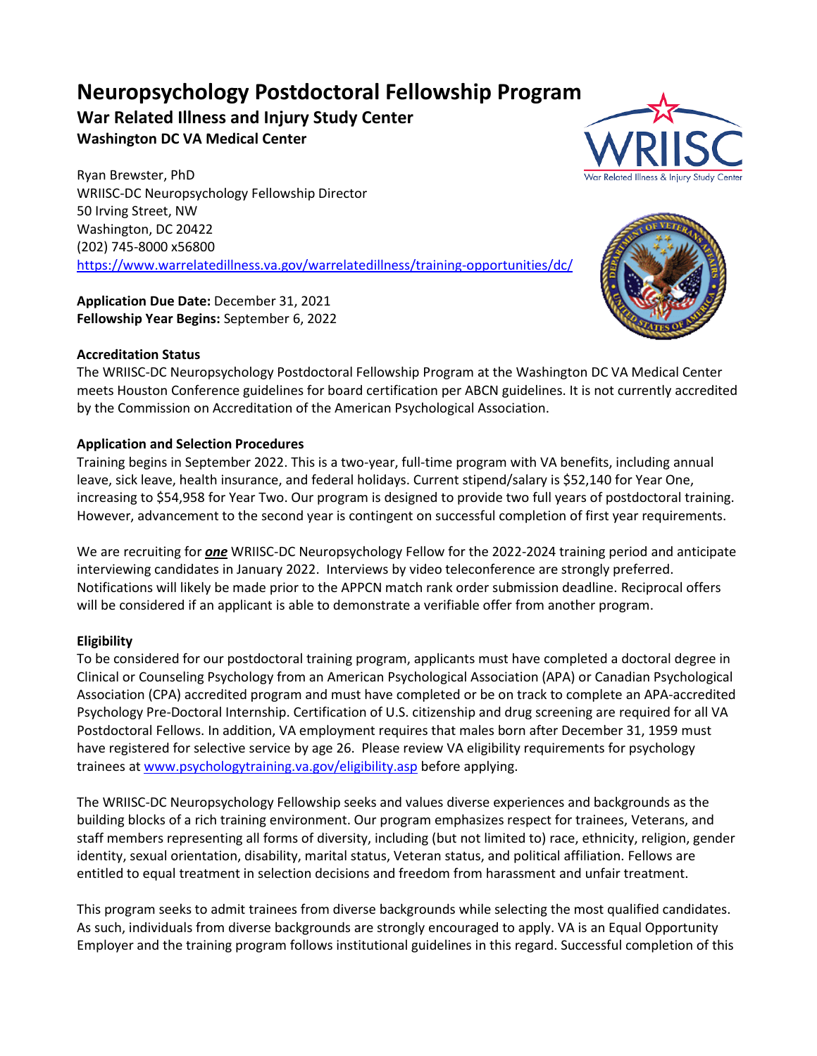# Neuropsychology Postdoctoral Fellowship Program

## War Related Illness and Injury Study Center

### Washington DC VA Medical Center

Ryan Brewster, PhD
WRIISC-DC Neuropsychology Fellowship Director
50 Irving Street, NW
Washington, DC 20422
(202) 745-8000 x56800
https://www.warrelatedillness.va.gov/warrelatedillness/training-opportunities/dc/

**Application Due Date:** December 31, 2021
**Fellowship Year Begins:** September 6, 2022

**Accreditation Status**

The WRIISC-DC Neuropsychology Postdoctoral Fellowship Program at the Washington DC VA Medical Center meets Houston Conference guidelines for board certification per ABCN guidelines. It is not currently accredited by the Commission on Accreditation of the American Psychological Association.

**Application and Selection Procedures**

Training begins in September 2022. This is a two-year, full-time program with VA benefits, including annual leave, sick leave, health insurance, and federal holidays. Current stipend/salary is $52,140 for Year One, increasing to $54,958 for Year Two. Our program is designed to provide two full years of postdoctoral training. However, advancement to the second year is contingent on successful completion of first year requirements.

We are recruiting for ***one*** WRIISC-DC Neuropsychology Fellow for the 2022-2024 training period and anticipate interviewing candidates in January 2022. Interviews by video teleconference are strongly preferred. Notifications will likely be made prior to the APPCN match rank order submission deadline. Reciprocal offers will be considered if an applicant is able to demonstrate a verifiable offer from another program.

**Eligibility**

To be considered for our postdoctoral training program, applicants must have completed a doctoral degree in Clinical or Counseling Psychology from an American Psychological Association (APA) or Canadian Psychological Association (CPA) accredited program and must have completed or be on track to complete an APA-accredited Psychology Pre-Doctoral Internship. Certification of U.S. citizenship and drug screening are required for all VA Postdoctoral Fellows. In addition, VA employment requires that males born after December 31, 1959 must have registered for selective service by age 26. Please review VA eligibility requirements for psychology trainees at www.psychologytraining.va.gov/eligibility.asp before applying.

The WRIISC-DC Neuropsychology Fellowship seeks and values diverse experiences and backgrounds as the building blocks of a rich training environment. Our program emphasizes respect for trainees, Veterans, and staff members representing all forms of diversity, including (but not limited to) race, ethnicity, religion, gender identity, sexual orientation, disability, marital status, Veteran status, and political affiliation. Fellows are entitled to equal treatment in selection decisions and freedom from harassment and unfair treatment.

This program seeks to admit trainees from diverse backgrounds while selecting the most qualified candidates. As such, individuals from diverse backgrounds are strongly encouraged to apply. VA is an Equal Opportunity Employer and the training program follows institutional guidelines in this regard. Successful completion of this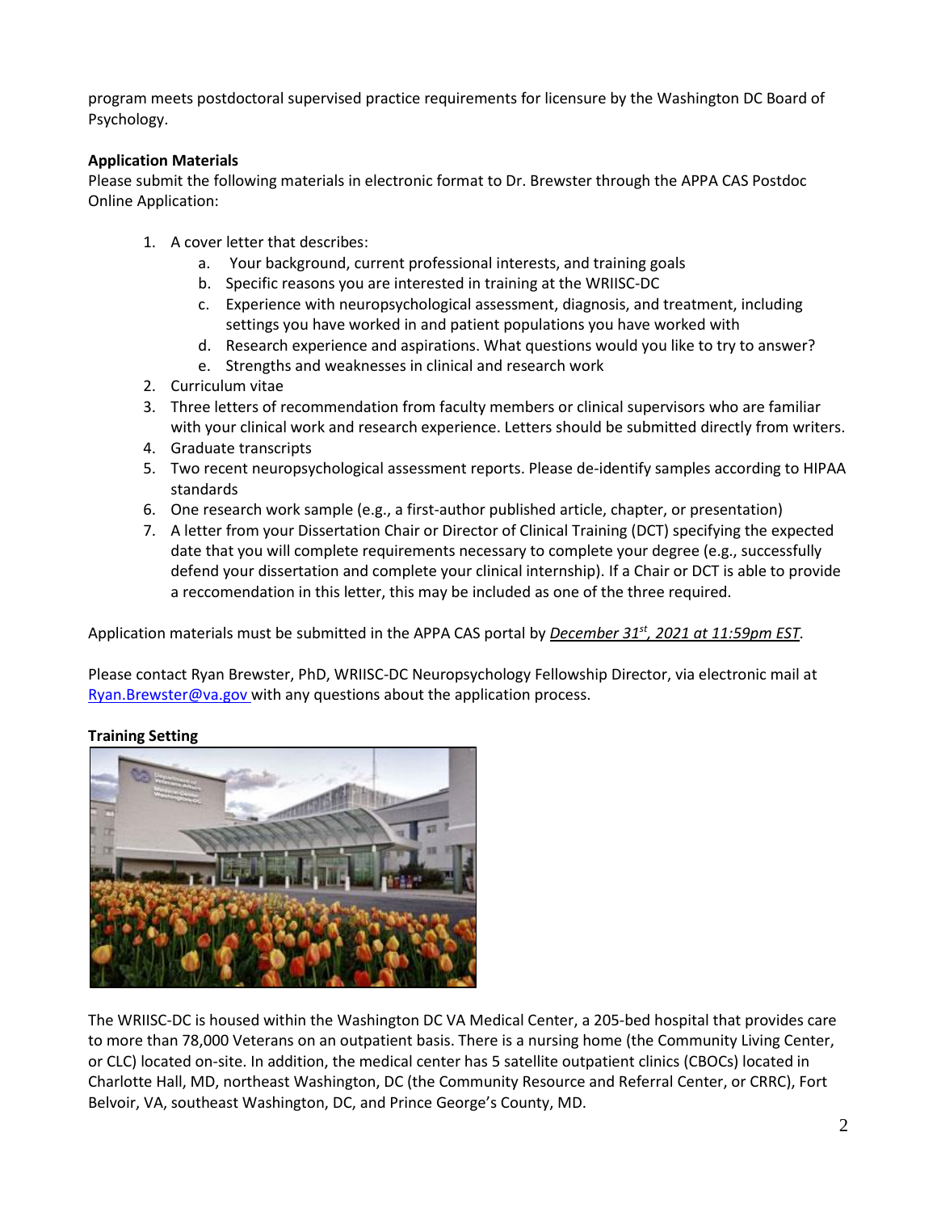program meets postdoctoral supervised practice requirements for licensure by the Washington DC Board of Psychology.

**Application Materials**

Please submit the following materials in electronic format to Dr. Brewster through the APPA CAS Postdoc Online Application:

1. A cover letter that describes:
   a. Your background, current professional interests, and training goals
   b. Specific reasons you are interested in training at the WRIISC-DC
   c. Experience with neuropsychological assessment, diagnosis, and treatment, including settings you have worked in and patient populations you have worked with
   d. Research experience and aspirations. What questions would you like to try to answer?
   e. Strengths and weaknesses in clinical and research work
2. Curriculum vitae
3. Three letters of recommendation from faculty members or clinical supervisors who are familiar with your clinical work and research experience. Letters should be submitted directly from writers.
4. Graduate transcripts
5. Two recent neuropsychological assessment reports. Please de-identify samples according to HIPAA standards
6. One research work sample (e.g., a first-author published article, chapter, or presentation)
7. A letter from your Dissertation Chair or Director of Clinical Training (DCT) specifying the expected date that you will complete requirements necessary to complete your degree (e.g., successfully defend your dissertation and complete your clinical internship). If a Chair or DCT is able to provide a reccomendation in this letter, this may be included as one of the three required.

Application materials must be submitted in the APPA CAS portal by ***December 31st, 2021 at 11:59pm EST***.

Please contact Ryan Brewster, PhD, WRIISC-DC Neuropsychology Fellowship Director, via electronic mail at Ryan.Brewster@va.gov with any questions about the application process.

**Training Setting**

The WRIISC-DC is housed within the Washington DC VA Medical Center, a 205-bed hospital that provides care to more than 78,000 Veterans on an outpatient basis. There is a nursing home (the Community Living Center, or CLC) located on-site. In addition, the medical center has 5 satellite outpatient clinics (CBOCs) located in Charlotte Hall, MD, northeast Washington, DC (the Community Resource and Referral Center, or CRRC), Fort Belvoir, VA, southeast Washington, DC, and Prince George's County, MD.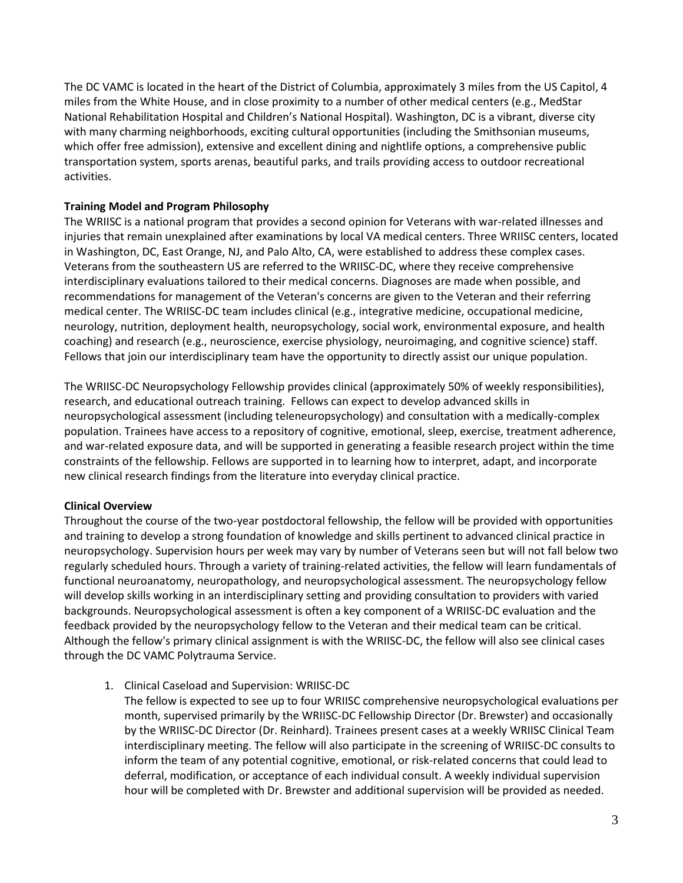The DC VAMC is located in the heart of the District of Columbia, approximately 3 miles from the US Capitol, 4 miles from the White House, and in close proximity to a number of other medical centers (e.g., MedStar National Rehabilitation Hospital and Children's National Hospital). Washington, DC is a vibrant, diverse city with many charming neighborhoods, exciting cultural opportunities (including the Smithsonian museums, which offer free admission), extensive and excellent dining and nightlife options, a comprehensive public transportation system, sports arenas, beautiful parks, and trails providing access to outdoor recreational activities.

**Training Model and Program Philosophy**

The WRIISC is a national program that provides a second opinion for Veterans with war-related illnesses and injuries that remain unexplained after examinations by local VA medical centers. Three WRIISC centers, located in Washington, DC, East Orange, NJ, and Palo Alto, CA, were established to address these complex cases. Veterans from the southeastern US are referred to the WRIISC-DC, where they receive comprehensive interdisciplinary evaluations tailored to their medical concerns. Diagnoses are made when possible, and recommendations for management of the Veteran's concerns are given to the Veteran and their referring medical center. The WRIISC-DC team includes clinical (e.g., integrative medicine, occupational medicine, neurology, nutrition, deployment health, neuropsychology, social work, environmental exposure, and health coaching) and research (e.g., neuroscience, exercise physiology, neuroimaging, and cognitive science) staff. Fellows that join our interdisciplinary team have the opportunity to directly assist our unique population.

The WRIISC-DC Neuropsychology Fellowship provides clinical (approximately 50% of weekly responsibilities), research, and educational outreach training. Fellows can expect to develop advanced skills in neuropsychological assessment (including teleneuropsychology) and consultation with a medically-complex population. Trainees have access to a repository of cognitive, emotional, sleep, exercise, treatment adherence, and war-related exposure data, and will be supported in generating a feasible research project within the time constraints of the fellowship. Fellows are supported in to learning how to interpret, adapt, and incorporate new clinical research findings from the literature into everyday clinical practice.

**Clinical Overview**

Throughout the course of the two-year postdoctoral fellowship, the fellow will be provided with opportunities and training to develop a strong foundation of knowledge and skills pertinent to advanced clinical practice in neuropsychology. Supervision hours per week may vary by number of Veterans seen but will not fall below two regularly scheduled hours. Through a variety of training-related activities, the fellow will learn fundamentals of functional neuroanatomy, neuropathology, and neuropsychological assessment. The neuropsychology fellow will develop skills working in an interdisciplinary setting and providing consultation to providers with varied backgrounds. Neuropsychological assessment is often a key component of a WRIISC-DC evaluation and the feedback provided by the neuropsychology fellow to the Veteran and their medical team can be critical. Although the fellow's primary clinical assignment is with the WRIISC-DC, the fellow will also see clinical cases through the DC VAMC Polytrauma Service.

1. Clinical Caseload and Supervision: WRIISC-DC
   The fellow is expected to see up to four WRIISC comprehensive neuropsychological evaluations per month, supervised primarily by the WRIISC-DC Fellowship Director (Dr. Brewster) and occasionally by the WRIISC-DC Director (Dr. Reinhard). Trainees present cases at a weekly WRIISC Clinical Team interdisciplinary meeting. The fellow will also participate in the screening of WRIISC-DC consults to inform the team of any potential cognitive, emotional, or risk-related concerns that could lead to deferral, modification, or acceptance of each individual consult. A weekly individual supervision hour will be completed with Dr. Brewster and additional supervision will be provided as needed.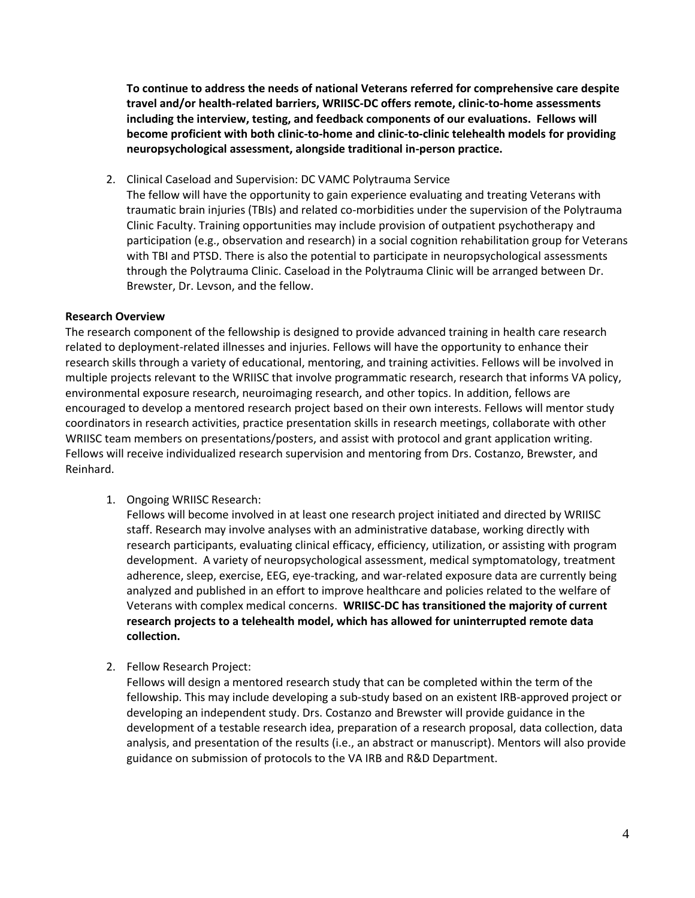**To continue to address the needs of national Veterans referred for comprehensive care despite travel and/or health-related barriers, WRIISC-DC offers remote, clinic-to-home assessments including the interview, testing, and feedback components of our evaluations. Fellows will become proficient with both clinic-to-home and clinic-to-clinic telehealth models for providing neuropsychological assessment, alongside traditional in-person practice.**

2. Clinical Caseload and Supervision: DC VAMC Polytrauma Service
   The fellow will have the opportunity to gain experience evaluating and treating Veterans with traumatic brain injuries (TBIs) and related co-morbidities under the supervision of the Polytrauma Clinic Faculty. Training opportunities may include provision of outpatient psychotherapy and participation (e.g., observation and research) in a social cognition rehabilitation group for Veterans with TBI and PTSD. There is also the potential to participate in neuropsychological assessments through the Polytrauma Clinic. Caseload in the Polytrauma Clinic will be arranged between Dr. Brewster, Dr. Levson, and the fellow.

**Research Overview**

The research component of the fellowship is designed to provide advanced training in health care research related to deployment-related illnesses and injuries. Fellows will have the opportunity to enhance their research skills through a variety of educational, mentoring, and training activities. Fellows will be involved in multiple projects relevant to the WRIISC that involve programmatic research, research that informs VA policy, environmental exposure research, neuroimaging research, and other topics. In addition, fellows are encouraged to develop a mentored research project based on their own interests. Fellows will mentor study coordinators in research activities, practice presentation skills in research meetings, collaborate with other WRIISC team members on presentations/posters, and assist with protocol and grant application writing. Fellows will receive individualized research supervision and mentoring from Drs. Costanzo, Brewster, and Reinhard.

1. Ongoing WRIISC Research:
   Fellows will become involved in at least one research project initiated and directed by WRIISC staff. Research may involve analyses with an administrative database, working directly with research participants, evaluating clinical efficacy, efficiency, utilization, or assisting with program development. A variety of neuropsychological assessment, medical symptomatology, treatment adherence, sleep, exercise, EEG, eye-tracking, and war-related exposure data are currently being analyzed and published in an effort to improve healthcare and policies related to the welfare of Veterans with complex medical concerns. **WRIISC-DC has transitioned the majority of current research projects to a telehealth model, which has allowed for uninterrupted remote data collection.**

2. Fellow Research Project:
   Fellows will design a mentored research study that can be completed within the term of the fellowship. This may include developing a sub-study based on an existent IRB-approved project or developing an independent study. Drs. Costanzo and Brewster will provide guidance in the development of a testable research idea, preparation of a research proposal, data collection, data analysis, and presentation of the results (i.e., an abstract or manuscript). Mentors will also provide guidance on submission of protocols to the VA IRB and R&D Department.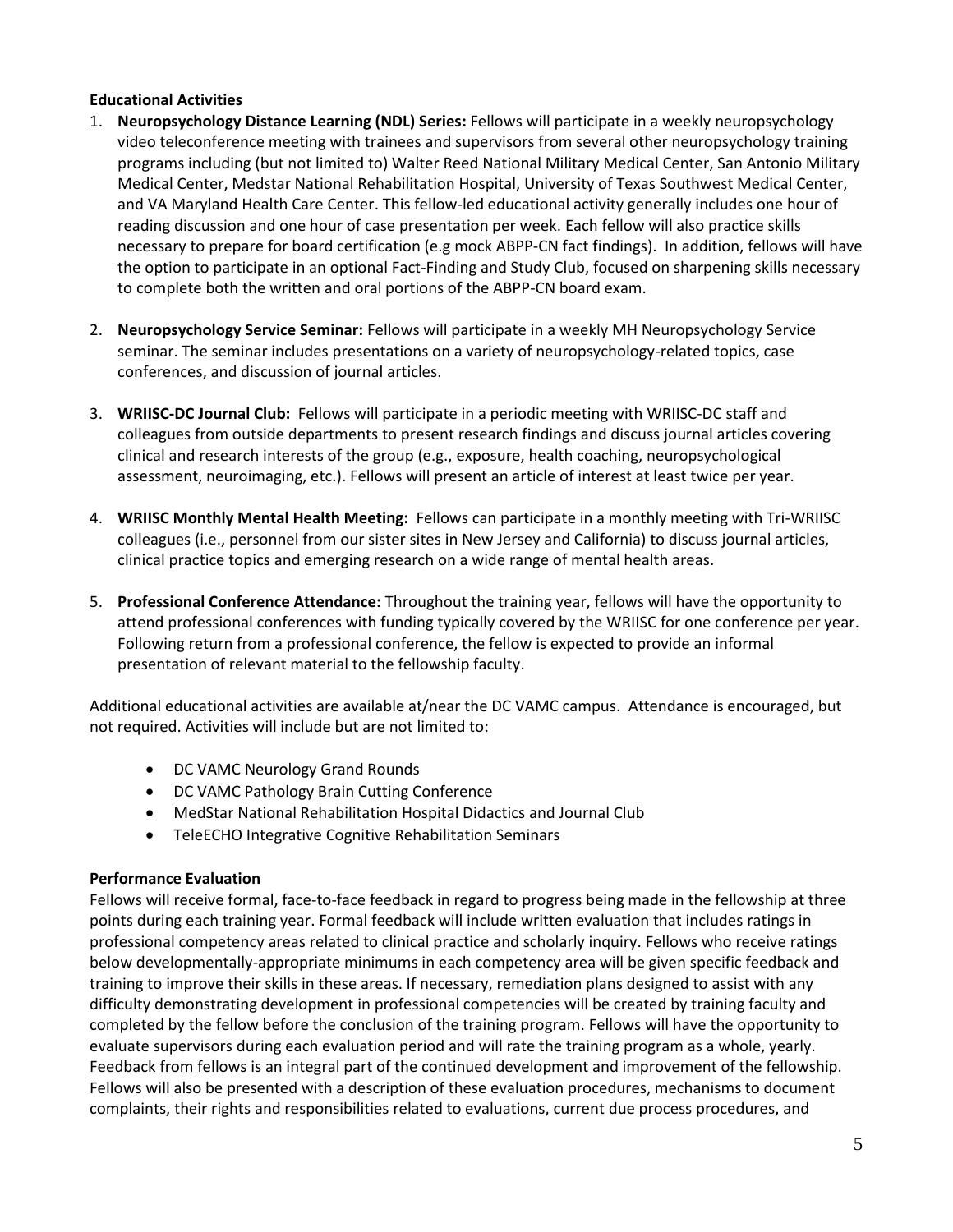**Educational Activities**

1. **Neuropsychology Distance Learning (NDL) Series:** Fellows will participate in a weekly neuropsychology video teleconference meeting with trainees and supervisors from several other neuropsychology training programs including (but not limited to) Walter Reed National Military Medical Center, San Antonio Military Medical Center, Medstar National Rehabilitation Hospital, University of Texas Southwest Medical Center, and VA Maryland Health Care Center. This fellow-led educational activity generally includes one hour of reading discussion and one hour of case presentation per week. Each fellow will also practice skills necessary to prepare for board certification (e.g mock ABPP-CN fact findings). In addition, fellows will have the option to participate in an optional Fact-Finding and Study Club, focused on sharpening skills necessary to complete both the written and oral portions of the ABPP-CN board exam.

2. **Neuropsychology Service Seminar:** Fellows will participate in a weekly MH Neuropsychology Service seminar. The seminar includes presentations on a variety of neuropsychology-related topics, case conferences, and discussion of journal articles.

3. **WRIISC-DC Journal Club:** Fellows will participate in a periodic meeting with WRIISC-DC staff and colleagues from outside departments to present research findings and discuss journal articles covering clinical and research interests of the group (e.g., exposure, health coaching, neuropsychological assessment, neuroimaging, etc.). Fellows will present an article of interest at least twice per year.

4. **WRIISC Monthly Mental Health Meeting:** Fellows can participate in a monthly meeting with Tri-WRIISC colleagues (i.e., personnel from our sister sites in New Jersey and California) to discuss journal articles, clinical practice topics and emerging research on a wide range of mental health areas.

5. **Professional Conference Attendance:** Throughout the training year, fellows will have the opportunity to attend professional conferences with funding typically covered by the WRIISC for one conference per year. Following return from a professional conference, the fellow is expected to provide an informal presentation of relevant material to the fellowship faculty.

Additional educational activities are available at/near the DC VAMC campus. Attendance is encouraged, but not required. Activities will include but are not limited to:

- DC VAMC Neurology Grand Rounds
- DC VAMC Pathology Brain Cutting Conference
- MedStar National Rehabilitation Hospital Didactics and Journal Club
- TeleECHO Integrative Cognitive Rehabilitation Seminars

**Performance Evaluation**

Fellows will receive formal, face-to-face feedback in regard to progress being made in the fellowship at three points during each training year. Formal feedback will include written evaluation that includes ratings in professional competency areas related to clinical practice and scholarly inquiry. Fellows who receive ratings below developmentally-appropriate minimums in each competency area will be given specific feedback and training to improve their skills in these areas. If necessary, remediation plans designed to assist with any difficulty demonstrating development in professional competencies will be created by training faculty and completed by the fellow before the conclusion of the training program. Fellows will have the opportunity to evaluate supervisors during each evaluation period and will rate the training program as a whole, yearly. Feedback from fellows is an integral part of the continued development and improvement of the fellowship. Fellows will also be presented with a description of these evaluation procedures, mechanisms to document complaints, their rights and responsibilities related to evaluations, current due process procedures, and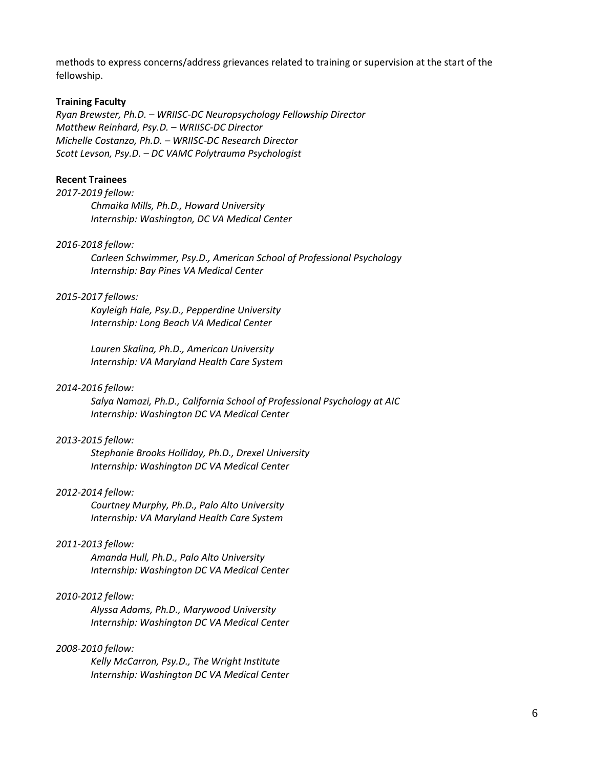methods to express concerns/address grievances related to training or supervision at the start of the fellowship.

**Training Faculty**

*Ryan Brewster, Ph.D. – WRIISC-DC Neuropsychology Fellowship Director*
*Matthew Reinhard, Psy.D. – WRIISC-DC Director*
*Michelle Costanzo, Ph.D. – WRIISC-DC Research Director*
*Scott Levson, Psy.D. – DC VAMC Polytrauma Psychologist*

**Recent Trainees**

*2017-2019 fellow:*

> *Chmaika Mills, Ph.D., Howard University*
> *Internship: Washington, DC VA Medical Center*

*2016-2018 fellow:*

> *Carleen Schwimmer, Psy.D., American School of Professional Psychology*
> *Internship: Bay Pines VA Medical Center*

*2015-2017 fellows:*

> *Kayleigh Hale, Psy.D., Pepperdine University*
> *Internship: Long Beach VA Medical Center*
>
> *Lauren Skalina, Ph.D., American University*
> *Internship: VA Maryland Health Care System*

*2014-2016 fellow:*

> *Salya Namazi, Ph.D., California School of Professional Psychology at AIC*
> *Internship: Washington DC VA Medical Center*

*2013-2015 fellow:*

> *Stephanie Brooks Holliday, Ph.D., Drexel University*
> *Internship: Washington DC VA Medical Center*

*2012-2014 fellow:*

> *Courtney Murphy, Ph.D., Palo Alto University*
> *Internship: VA Maryland Health Care System*

*2011-2013 fellow:*

> *Amanda Hull, Ph.D., Palo Alto University*
> *Internship: Washington DC VA Medical Center*

*2010-2012 fellow:*

> *Alyssa Adams, Ph.D., Marywood University*
> *Internship: Washington DC VA Medical Center*

*2008-2010 fellow:*

> *Kelly McCarron, Psy.D., The Wright Institute*
> *Internship: Washington DC VA Medical Center*